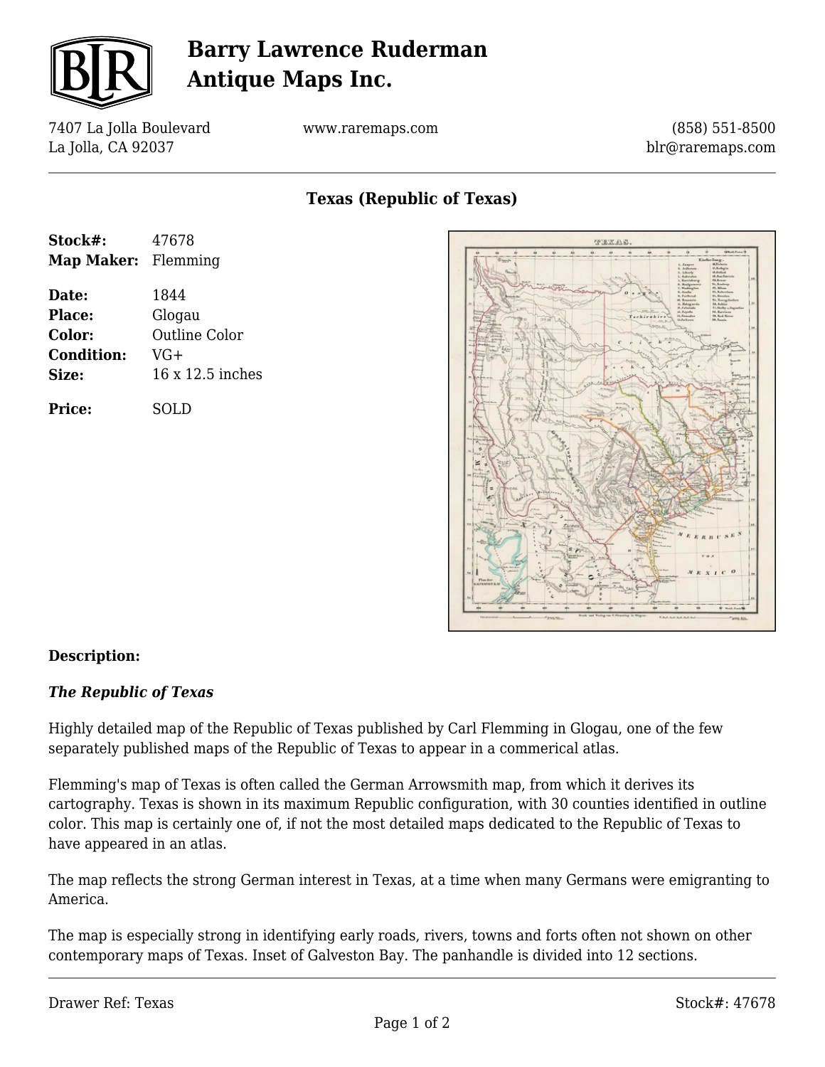# Barry Lawrence Ruderman Antique Maps Inc.

7407 La Jolla Boulevard
La Jolla, CA 92037

www.raremaps.com

(858) 551-8500
blr@raremaps.com

## Texas (Republic of Texas)

**Stock#:** 47678
**Map Maker:** Flemming

**Date:** 1844
**Place:** Glogau
**Color:** Outline Color
**Condition:** VG+
**Size:** 16 x 12.5 inches

**Price:** SOLD

**Description:**

***The Republic of Texas***

Highly detailed map of the Republic of Texas published by Carl Flemming in Glogau, one of the few separately published maps of the Republic of Texas to appear in a commerical atlas.

Flemming's map of Texas is often called the German Arrowsmith map, from which it derives its cartography. Texas is shown in its maximum Republic configuration, with 30 counties identified in outline color. This map is certainly one of, if not the most detailed maps dedicated to the Republic of Texas to have appeared in an atlas.

The map reflects the strong German interest in Texas, at a time when many Germans were emigranting to America.

The map is especially strong in identifying early roads, rivers, towns and forts often not shown on other contemporary maps of Texas. Inset of Galveston Bay. The panhandle is divided into 12 sections.

Drawer Ref: Texas

Stock#: 47678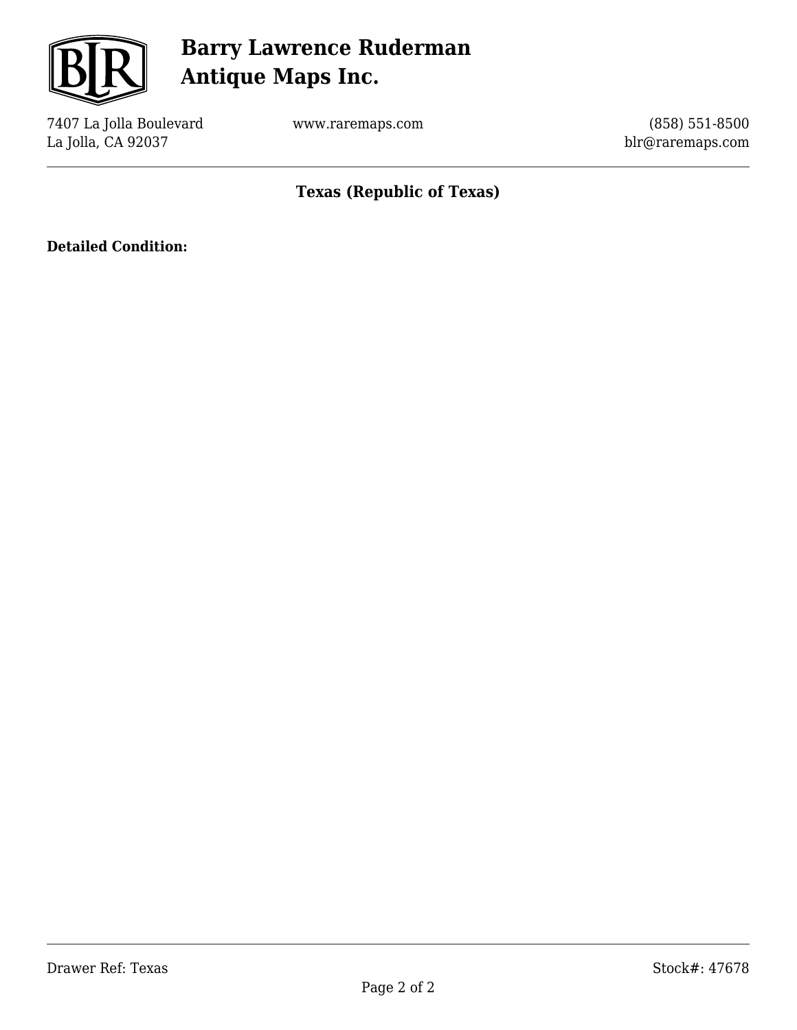**Texas (Republic of Texas)**

**Detailed Condition:**